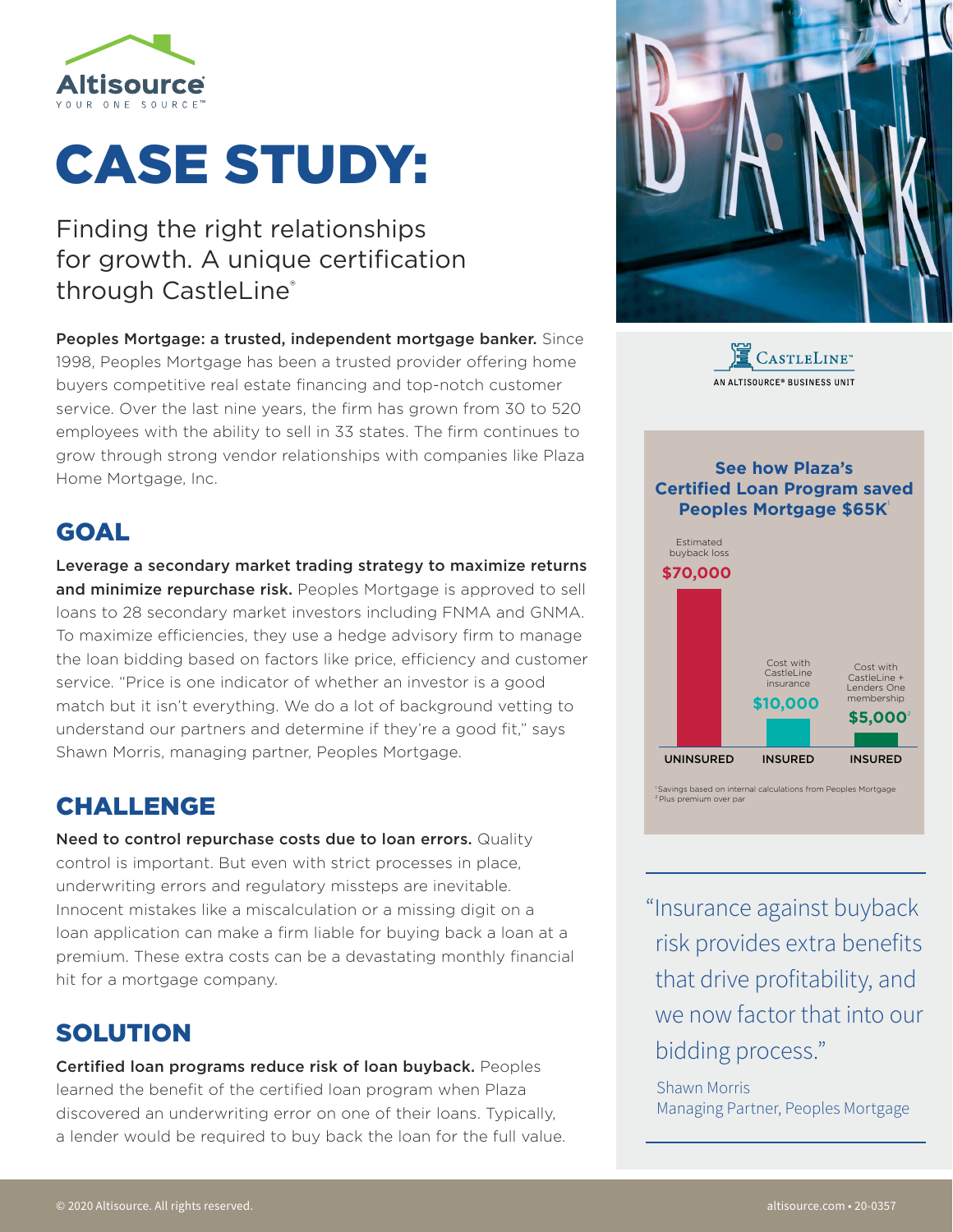Altisource
YOUR ONE SOURCE™

# CASE STUDY:

## Finding the right relationships for growth. A unique certification through CastleLine®

**Peoples Mortgage: a trusted, independent mortgage banker.** Since 1998, Peoples Mortgage has been a trusted provider offering home buyers competitive real estate financing and top-notch customer service. Over the last nine years, the firm has grown from 30 to 520 employees with the ability to sell in 33 states. The firm continues to grow through strong vendor relationships with companies like Plaza Home Mortgage, Inc.

## GOAL

**Leverage a secondary market trading strategy to maximize returns and minimize repurchase risk.** Peoples Mortgage is approved to sell loans to 28 secondary market investors including FNMA and GNMA. To maximize efficiencies, they use a hedge advisory firm to manage the loan bidding based on factors like price, efficiency and customer service. "Price is one indicator of whether an investor is a good match but it isn't everything. We do a lot of background vetting to understand our partners and determine if they're a good fit," says Shawn Morris, managing partner, Peoples Mortgage.

## CHALLENGE

**Need to control repurchase costs due to loan errors.** Quality control is important. But even with strict processes in place, underwriting errors and regulatory missteps are inevitable. Innocent mistakes like a miscalculation or a missing digit on a loan application can make a firm liable for buying back a loan at a premium. These extra costs can be a devastating monthly financial hit for a mortgage company.

## SOLUTION

**Certified loan programs reduce risk of loan buyback.** Peoples learned the benefit of the certified loan program when Plaza discovered an underwriting error on one of their loans. Typically, a lender would be required to buy back the loan for the full value.

CastleLine™
AN ALTISOURCE® BUSINESS UNIT

**See how Plaza's Certified Loan Program saved Peoples Mortgage $65K**[1]

Estimated buyback loss
$70,000
UNINSURED

Cost with CastleLine insurance
$10,000
INSURED

Cost with CastleLine + Lenders One membership
$5,000[2]
INSURED

[1] Savings based on internal calculations from Peoples Mortgage
[2] Plus premium over par

> "Insurance against buyback risk provides extra benefits that drive profitability, and we now factor that into our bidding process."
>
> Shawn Morris
> Managing Partner, Peoples Mortgage

© 2020 Altisource. All rights reserved.

altisource.com • 20-0357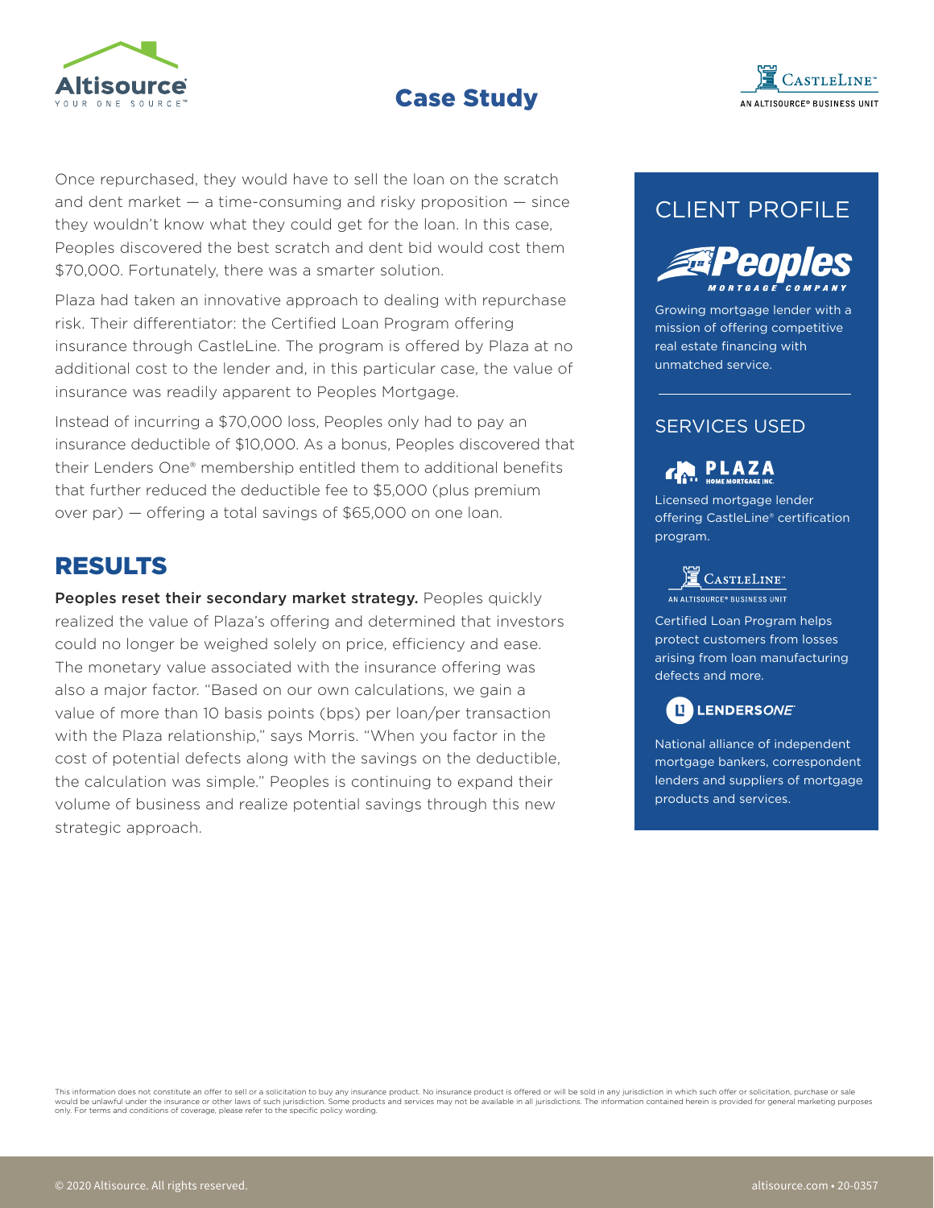Once repurchased, they would have to sell the loan on the scratch and dent market — a time-consuming and risky proposition — since they wouldn't know what they could get for the loan. In this case, Peoples discovered the best scratch and dent bid would cost them $70,000. Fortunately, there was a smarter solution.

Plaza had taken an innovative approach to dealing with repurchase risk. Their differentiator: the Certified Loan Program offering insurance through CastleLine. The program is offered by Plaza at no additional cost to the lender and, in this particular case, the value of insurance was readily apparent to Peoples Mortgage.

Instead of incurring a $70,000 loss, Peoples only had to pay an insurance deductible of $10,000. As a bonus, Peoples discovered that their Lenders One® membership entitled them to additional benefits that further reduced the deductible fee to $5,000 (plus premium over par) — offering a total savings of $65,000 on one loan.

## RESULTS

**Peoples reset their secondary market strategy.** Peoples quickly realized the value of Plaza's offering and determined that investors could no longer be weighed solely on price, efficiency and ease. The monetary value associated with the insurance offering was also a major factor. "Based on our own calculations, we gain a value of more than 10 basis points (bps) per loan/per transaction with the Plaza relationship," says Morris. "When you factor in the cost of potential defects along with the savings on the deductible, the calculation was simple." Peoples is continuing to expand their volume of business and realize potential savings through this new strategic approach.

## CLIENT PROFILE

Peoples Mortgage Company

Growing mortgage lender with a mission of offering competitive real estate financing with unmatched service.

## SERVICES USED

PLAZA Home Mortgage Inc.

Licensed mortgage lender offering CastleLine® certification program.

CastleLine™ — An Altisource® Business Unit

Certified Loan Program helps protect customers from losses arising from loan manufacturing defects and more.

LendersOne®

National alliance of independent mortgage bankers, correspondent lenders and suppliers of mortgage products and services.

This information does not constitute an offer to sell or a solicitation to buy any insurance product. No insurance product is offered or will be sold in any jurisdiction in which such offer or solicitation, purchase or sale would be unlawful under the insurance or other laws of such jurisdiction. Some products and services may not be available in all jurisdictions. The information contained herein is provided for general marketing purposes only. For terms and conditions of coverage, please refer to the specific policy wording.

© 2020 Altisource. All rights reserved. altisource.com • 20-0357